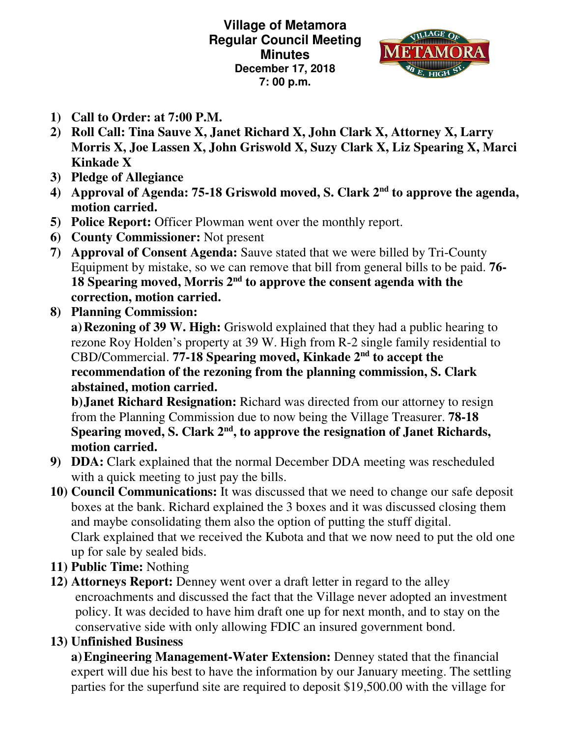**Village of Metamora**
**Regular Council Meeting**
**Minutes**
**December 17, 2018**
**7: 00 p.m.**

1) **Call to Order: at 7:00 P.M.**
2) **Roll Call: Tina Sauve X, Janet Richard X, John Clark X, Attorney X, Larry Morris X, Joe Lassen X, John Griswold X, Suzy Clark X, Liz Spearing X, Marci Kinkade X**
3) **Pledge of Allegiance**
4) **Approval of Agenda: 75-18 Griswold moved, S. Clark 2nd to approve the agenda, motion carried.**
5) **Police Report:** Officer Plowman went over the monthly report.
6) **County Commissioner:** Not present
7) **Approval of Consent Agenda:** Sauve stated that we were billed by Tri-County Equipment by mistake, so we can remove that bill from general bills to be paid. **76-18 Spearing moved, Morris 2nd to approve the consent agenda with the correction, motion carried.**
8) **Planning Commission:**

   **a) Rezoning of 39 W. High:** Griswold explained that they had a public hearing to rezone Roy Holden's property at 39 W. High from R-2 single family residential to CBD/Commercial. **77-18 Spearing moved, Kinkade 2nd to accept the recommendation of the rezoning from the planning commission, S. Clark abstained, motion carried.**

   **b) Janet Richard Resignation:** Richard was directed from our attorney to resign from the Planning Commission due to now being the Village Treasurer. **78-18 Spearing moved, S. Clark 2nd, to approve the resignation of Janet Richards, motion carried.**
9) **DDA:** Clark explained that the normal December DDA meeting was rescheduled with a quick meeting to just pay the bills.
10) **Council Communications:** It was discussed that we need to change our safe deposit boxes at the bank. Richard explained the 3 boxes and it was discussed closing them and maybe consolidating them also the option of putting the stuff digital.
    Clark explained that we received the Kubota and that we now need to put the old one up for sale by sealed bids.
11) **Public Time:** Nothing
12) **Attorneys Report:** Denney went over a draft letter in regard to the alley encroachments and discussed the fact that the Village never adopted an investment policy. It was decided to have him draft one up for next month, and to stay on the conservative side with only allowing FDIC an insured government bond.
13) **Unfinished Business**

    **a) Engineering Management-Water Extension:** Denney stated that the financial expert will due his best to have the information by our January meeting. The settling parties for the superfund site are required to deposit $19,500.00 with the village for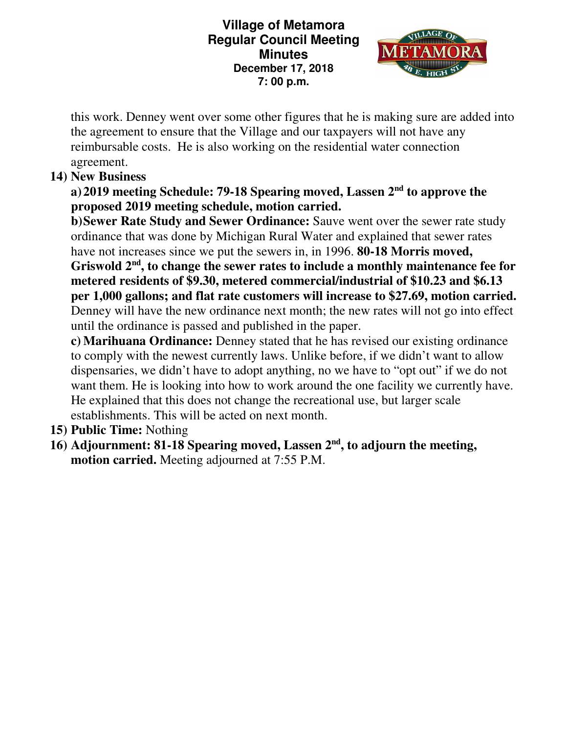this work. Denney went over some other figures that he is making sure are added into the agreement to ensure that the Village and our taxpayers will not have any reimbursable costs. He is also working on the residential water connection agreement.

**14) New Business**

**a) 2019 meeting Schedule: 79-18 Spearing moved, Lassen 2nd to approve the proposed 2019 meeting schedule, motion carried.**

**b) Sewer Rate Study and Sewer Ordinance:** Sauve went over the sewer rate study ordinance that was done by Michigan Rural Water and explained that sewer rates have not increases since we put the sewers in, in 1996. **80-18 Morris moved, Griswold 2nd, to change the sewer rates to include a monthly maintenance fee for metered residents of $9.30, metered commercial/industrial of $10.23 and $6.13 per 1,000 gallons; and flat rate customers will increase to $27.69, motion carried.** Denney will have the new ordinance next month; the new rates will not go into effect until the ordinance is passed and published in the paper.

**c) Marihuana Ordinance:** Denney stated that he has revised our existing ordinance to comply with the newest currently laws. Unlike before, if we didn't want to allow dispensaries, we didn't have to adopt anything, no we have to "opt out" if we do not want them. He is looking into how to work around the one facility we currently have. He explained that this does not change the recreational use, but larger scale establishments. This will be acted on next month.

**15) Public Time:** Nothing

**16) Adjournment: 81-18 Spearing moved, Lassen 2nd, to adjourn the meeting, motion carried.** Meeting adjourned at 7:55 P.M.